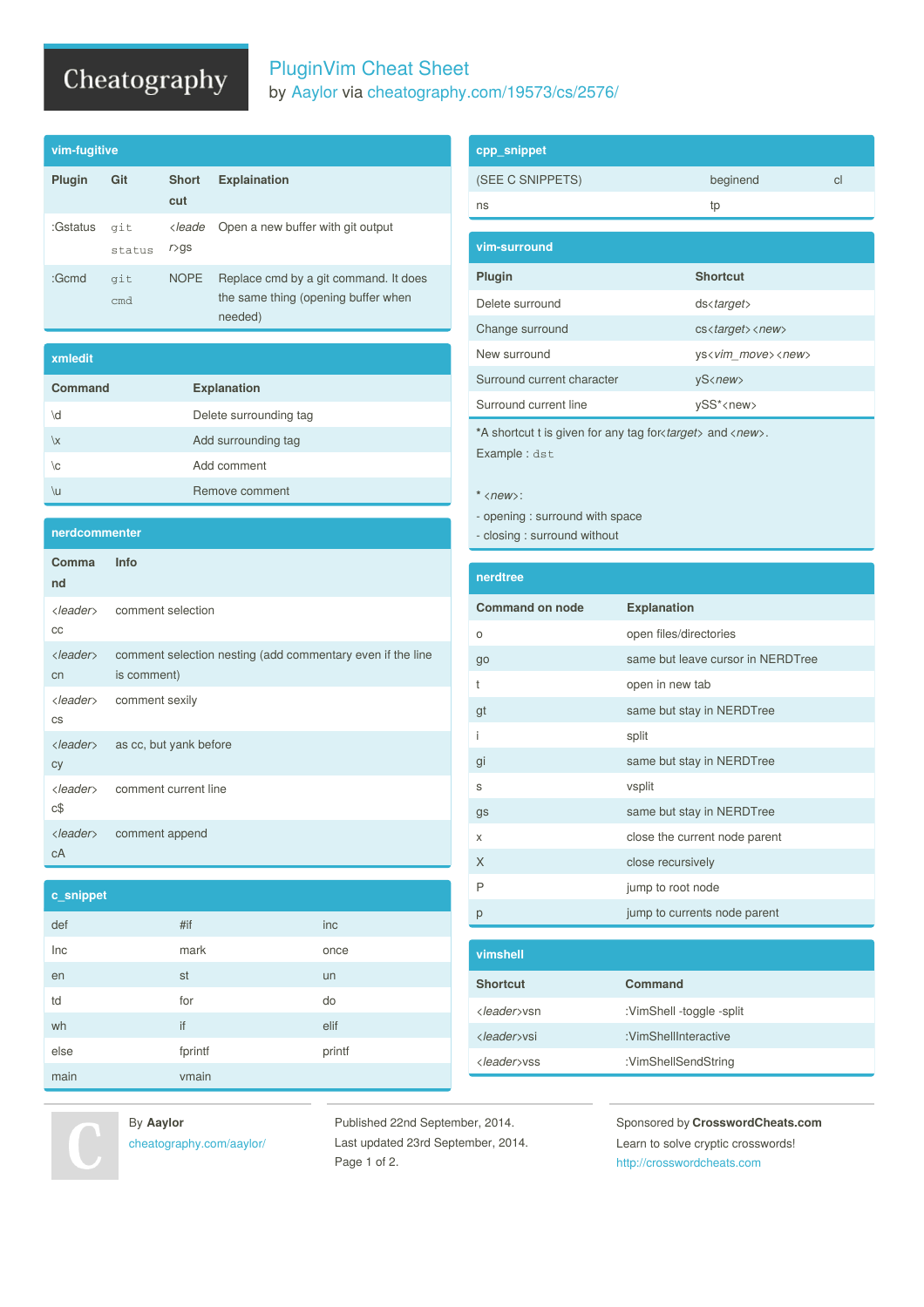# PluginVim Cheat Sheet

by Aaylor via cheatography.com/19573/cs/2576/

## vim-fugitive

| Plugin | Git | Short cut | Explaination |
| --- | --- | --- | --- |
| :Gstatus | `git status` | <leader>gs | Open a new buffer with git output |
| :Gcmd | `git cmd` | NOPE | Replace cmd by a git command. It does the same thing (opening buffer when needed) |

## xmledit

| Command | Explanation |
| --- | --- |
| \d | Delete surrounding tag |
| \x | Add surrounding tag |
| \c | Add comment |
| \u | Remove comment |

## nerdcommenter

| Command | Info |
| --- | --- |
| <leader> cc | comment selection |
| <leader> cn | comment selection nesting (add commentary even if the line is comment) |
| <leader> cs | comment sexily |
| <leader> cy | as cc, but yank before |
| <leader> c$ | comment current line |
| <leader> cA | comment append |

## c_snippet

| | | |
| --- | --- | --- |
| def | #if | inc |
| Inc | mark | once |
| en | st | un |
| td | for | do |
| wh | if | elif |
| else | fprintf | printf |
| main | vmain | |

## cpp_snippet

| | | |
| --- | --- | --- |
| (SEE C SNIPPETS) | beginend | cl |
| ns | tp | |

## vim-surround

| Plugin | Shortcut |
| --- | --- |
| Delete surround | ds*<target>* |
| Change surround | cs*<target>* *<new>* |
| New surround | ys*<vim_move>* *<new>* |
| Surround current character | yS*<new>* |
| Surround current line | ySS*<new> |

*A shortcut t is given for any tag for*<target>* and *<new>*.

Example : `dst`

* *<new>*:

- opening : surround with space
- closing : surround without

## nerdtree

| Command on node | Explanation |
| --- | --- |
| o | open files/directories |
| go | same but leave cursor in NERDTree |
| t | open in new tab |
| gt | same but stay in NERDTree |
| i | split |
| gi | same but stay in NERDTree |
| s | vsplit |
| gs | same but stay in NERDTree |
| x | close the current node parent |
| X | close recursively |
| P | jump to root node |
| p | jump to currents node parent |

## vimshell

| Shortcut | Command |
| --- | --- |
| *<leader>*vsn | :VimShell -toggle -split |
| *<leader>*vsi | :VimShellInteractive |
| *<leader>*vss | :VimShellSendString |

By **Aaylor**
cheatography.com/aaylor/

Published 22nd September, 2014.
Last updated 23rd September, 2014.

Sponsored by **CrosswordCheats.com**
Learn to solve cryptic crosswords!
http://crosswordcheats.com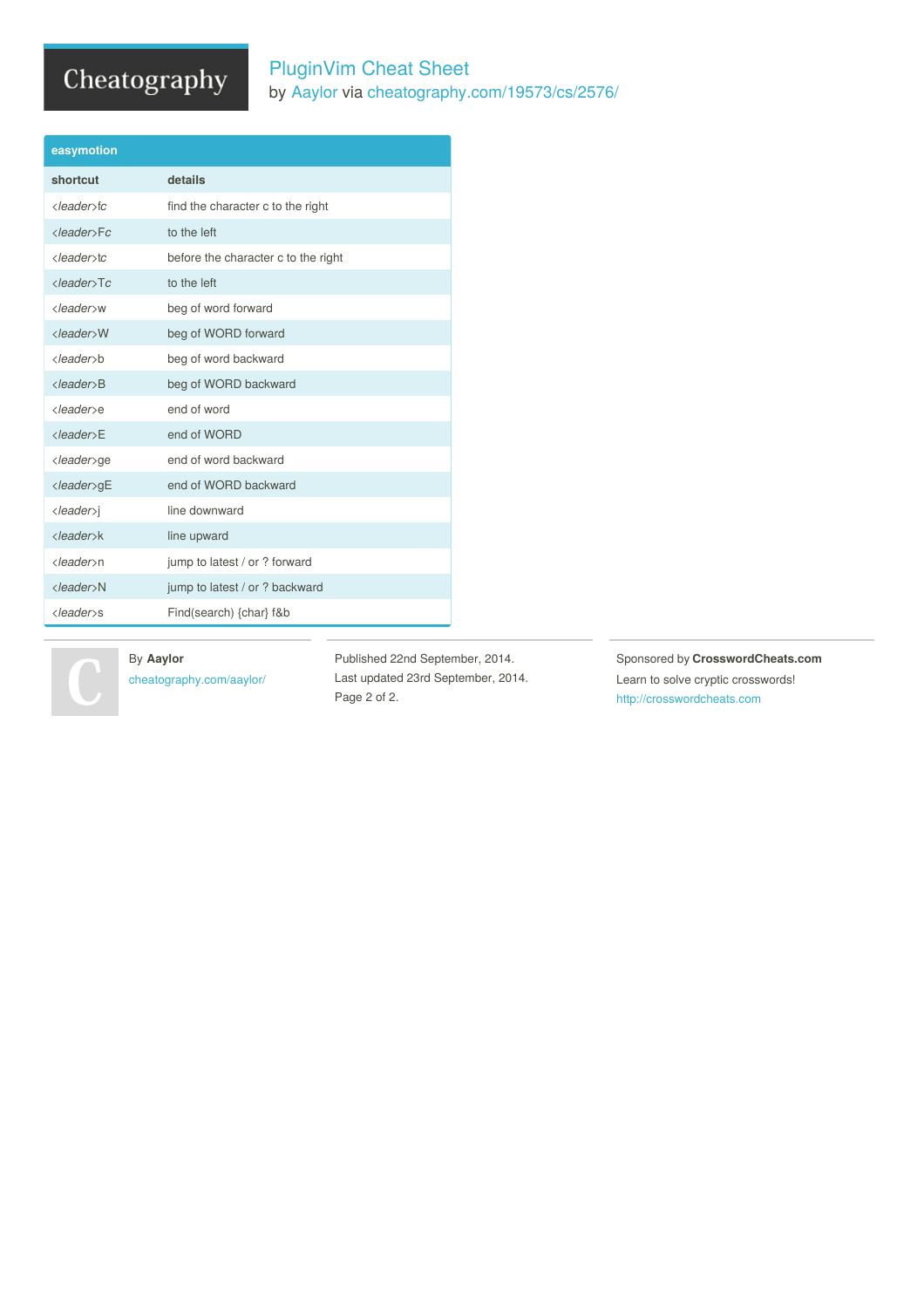# PluginVim Cheat Sheet

by Aaylor via cheatography.com/19573/cs/2576/

## easymotion

| shortcut | details |
|---|---|
| *<leader>*fc | find the character c to the right |
| *<leader>*Fc | to the left |
| *<leader>*tc | before the character c to the right |
| *<leader>*Tc | to the left |
| *<leader>*w | beg of word forward |
| *<leader>*W | beg of WORD forward |
| *<leader>*b | beg of word backward |
| *<leader>*B | beg of WORD backward |
| *<leader>*e | end of word |
| *<leader>*E | end of WORD |
| *<leader>*ge | end of word backward |
| *<leader>*gE | end of WORD backward |
| *<leader>*j | line downward |
| *<leader>*k | line upward |
| *<leader>*n | jump to latest / or ? forward |
| *<leader>*N | jump to latest / or ? backward |
| *<leader>*s | Find(search) {char} f&b |

By **Aaylor**
cheatography.com/aaylor/

Published 22nd September, 2014.
Last updated 23rd September, 2014.

Sponsored by **CrosswordCheats.com**
Learn to solve cryptic crosswords!
http://crosswordcheats.com